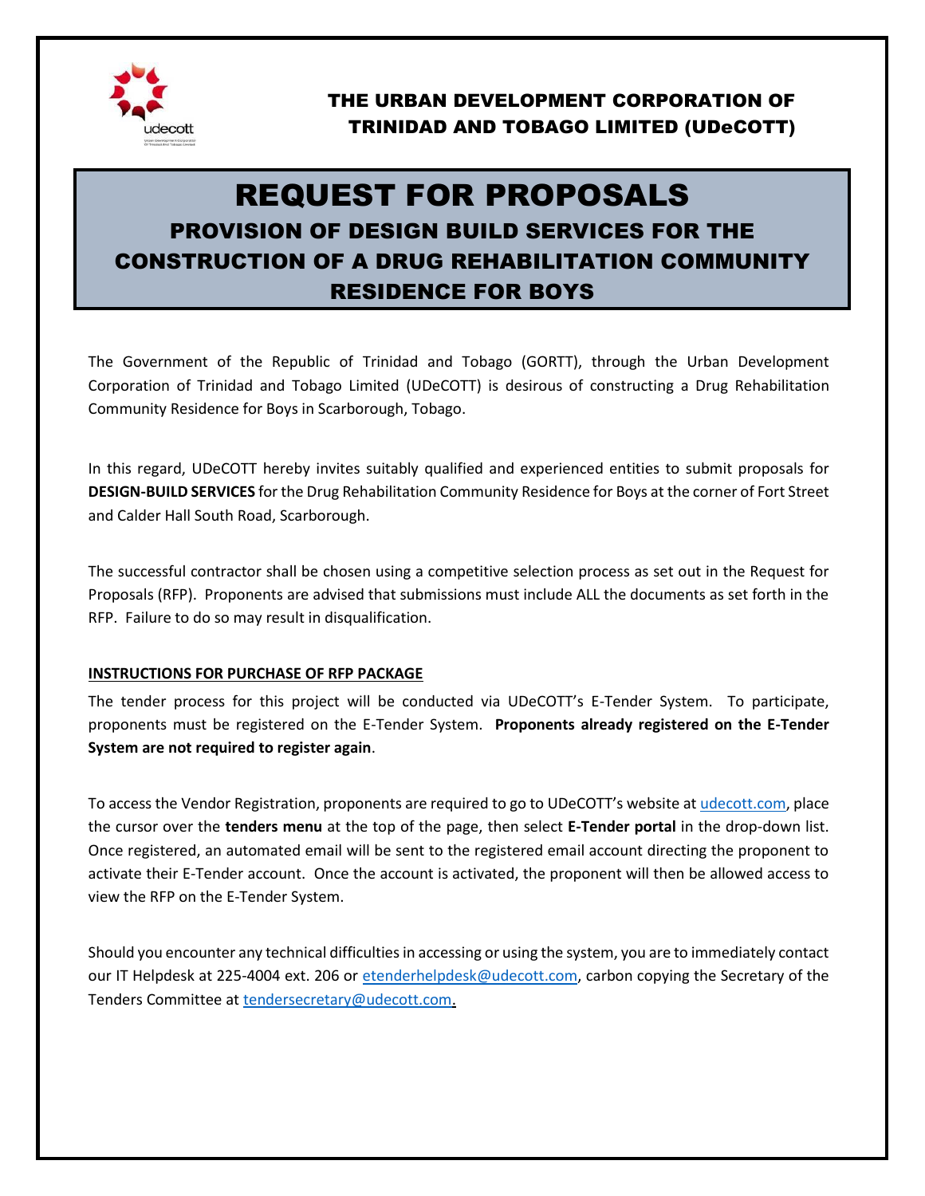**THE URBAN DEVELOPMENT CORPORATION OF TRINIDAD AND TOBAGO LIMITED (UDeCOTT)**

# REQUEST FOR PROPOSALS

## PROVISION OF DESIGN BUILD SERVICES FOR THE CONSTRUCTION OF A DRUG REHABILITATION COMMUNITY RESIDENCE FOR BOYS

The Government of the Republic of Trinidad and Tobago (GORTT), through the Urban Development Corporation of Trinidad and Tobago Limited (UDeCOTT) is desirous of constructing a Drug Rehabilitation Community Residence for Boys in Scarborough, Tobago.

In this regard, UDeCOTT hereby invites suitably qualified and experienced entities to submit proposals for **DESIGN-BUILD SERVICES** for the Drug Rehabilitation Community Residence for Boys at the corner of Fort Street and Calder Hall South Road, Scarborough.

The successful contractor shall be chosen using a competitive selection process as set out in the Request for Proposals (RFP). Proponents are advised that submissions must include ALL the documents as set forth in the RFP. Failure to do so may result in disqualification.

**INSTRUCTIONS FOR PURCHASE OF RFP PACKAGE**

The tender process for this project will be conducted via UDeCOTT's E-Tender System. To participate, proponents must be registered on the E-Tender System. **Proponents already registered on the E-Tender System are not required to register again**.

To access the Vendor Registration, proponents are required to go to UDeCOTT's website at udecott.com, place the cursor over the **tenders menu** at the top of the page, then select **E-Tender portal** in the drop-down list. Once registered, an automated email will be sent to the registered email account directing the proponent to activate their E-Tender account. Once the account is activated, the proponent will then be allowed access to view the RFP on the E-Tender System.

Should you encounter any technical difficulties in accessing or using the system, you are to immediately contact our IT Helpdesk at 225-4004 ext. 206 or etenderhelpdesk@udecott.com, carbon copying the Secretary of the Tenders Committee at tendersecretary@udecott.com.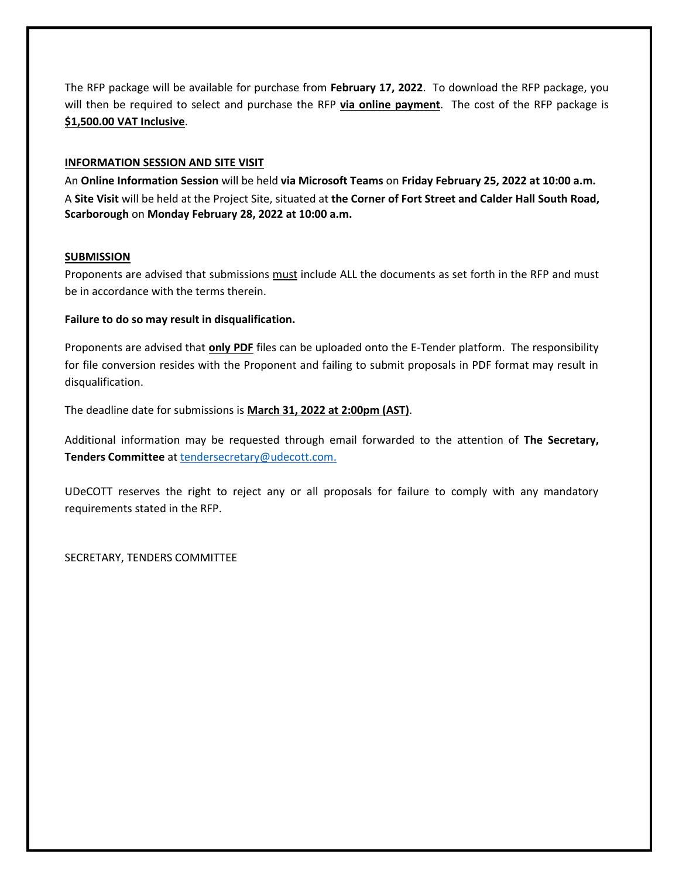The RFP package will be available for purchase from **February 17, 2022**. To download the RFP package, you will then be required to select and purchase the RFP **via online payment**. The cost of the RFP package is **$1,500.00 VAT Inclusive**.

**INFORMATION SESSION AND SITE VISIT**

An **Online Information Session** will be held **via Microsoft Teams** on **Friday February 25, 2022 at 10:00 a.m.**
A **Site Visit** will be held at the Project Site, situated at **the Corner of Fort Street and Calder Hall South Road, Scarborough** on **Monday February 28, 2022 at 10:00 a.m.**

**SUBMISSION**

Proponents are advised that submissions must include ALL the documents as set forth in the RFP and must be in accordance with the terms therein.

**Failure to do so may result in disqualification.**

Proponents are advised that **only PDF** files can be uploaded onto the E-Tender platform. The responsibility for file conversion resides with the Proponent and failing to submit proposals in PDF format may result in disqualification.

The deadline date for submissions is **March 31, 2022 at 2:00pm (AST)**.

Additional information may be requested through email forwarded to the attention of **The Secretary, Tenders Committee** at tendersecretary@udecott.com.

UDeCOTT reserves the right to reject any or all proposals for failure to comply with any mandatory requirements stated in the RFP.

SECRETARY, TENDERS COMMITTEE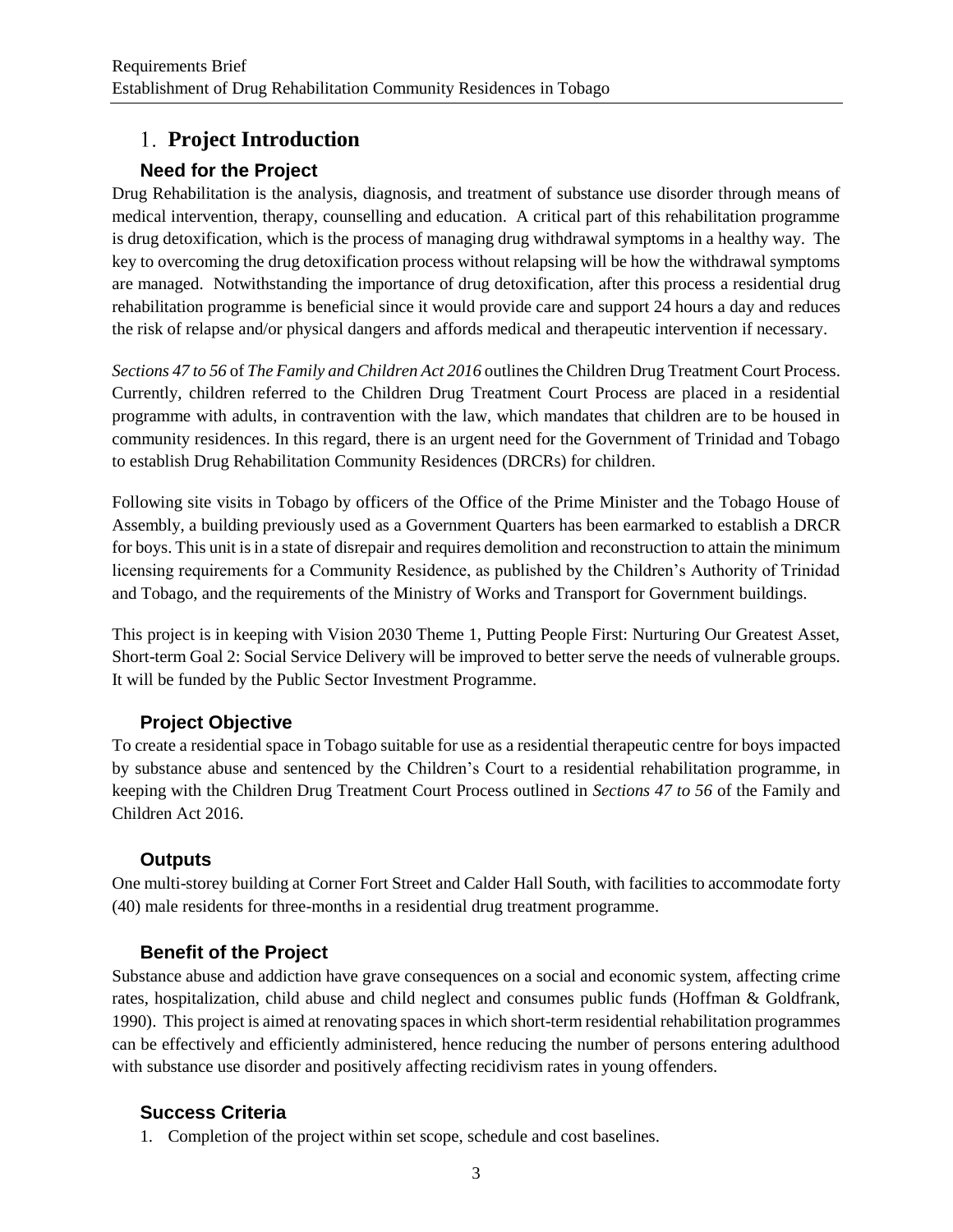# 1. Project Introduction

## Need for the Project

Drug Rehabilitation is the analysis, diagnosis, and treatment of substance use disorder through means of medical intervention, therapy, counselling and education. A critical part of this rehabilitation programme is drug detoxification, which is the process of managing drug withdrawal symptoms in a healthy way. The key to overcoming the drug detoxification process without relapsing will be how the withdrawal symptoms are managed. Notwithstanding the importance of drug detoxification, after this process a residential drug rehabilitation programme is beneficial since it would provide care and support 24 hours a day and reduces the risk of relapse and/or physical dangers and affords medical and therapeutic intervention if necessary.

*Sections 47 to 56* of *The Family and Children Act 2016* outlines the Children Drug Treatment Court Process. Currently, children referred to the Children Drug Treatment Court Process are placed in a residential programme with adults, in contravention with the law, which mandates that children are to be housed in community residences. In this regard, there is an urgent need for the Government of Trinidad and Tobago to establish Drug Rehabilitation Community Residences (DRCRs) for children.

Following site visits in Tobago by officers of the Office of the Prime Minister and the Tobago House of Assembly, a building previously used as a Government Quarters has been earmarked to establish a DRCR for boys. This unit is in a state of disrepair and requires demolition and reconstruction to attain the minimum licensing requirements for a Community Residence, as published by the Children's Authority of Trinidad and Tobago, and the requirements of the Ministry of Works and Transport for Government buildings.

This project is in keeping with Vision 2030 Theme 1, Putting People First: Nurturing Our Greatest Asset, Short-term Goal 2: Social Service Delivery will be improved to better serve the needs of vulnerable groups. It will be funded by the Public Sector Investment Programme.

## Project Objective

To create a residential space in Tobago suitable for use as a residential therapeutic centre for boys impacted by substance abuse and sentenced by the Children's Court to a residential rehabilitation programme, in keeping with the Children Drug Treatment Court Process outlined in *Sections 47 to 56* of the Family and Children Act 2016.

## Outputs

One multi-storey building at Corner Fort Street and Calder Hall South, with facilities to accommodate forty (40) male residents for three-months in a residential drug treatment programme.

## Benefit of the Project

Substance abuse and addiction have grave consequences on a social and economic system, affecting crime rates, hospitalization, child abuse and child neglect and consumes public funds (Hoffman & Goldfrank, 1990). This project is aimed at renovating spaces in which short-term residential rehabilitation programmes can be effectively and efficiently administered, hence reducing the number of persons entering adulthood with substance use disorder and positively affecting recidivism rates in young offenders.

## Success Criteria

1. Completion of the project within set scope, schedule and cost baselines.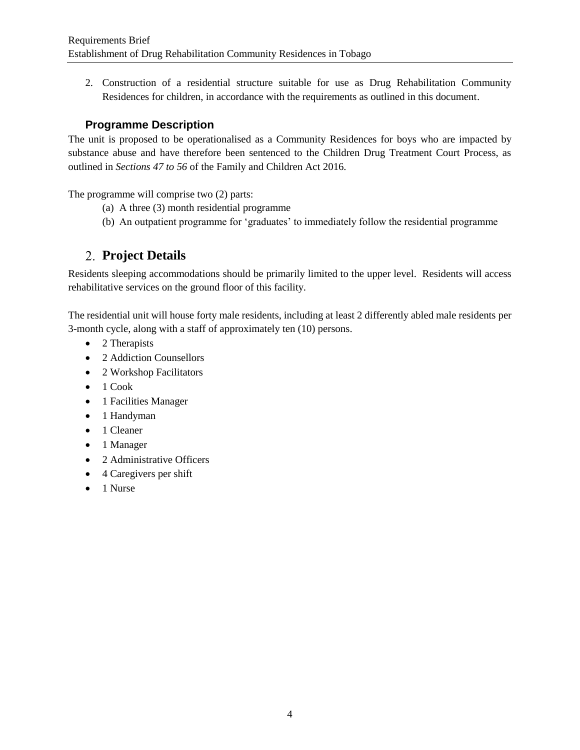2. Construction of a residential structure suitable for use as Drug Rehabilitation Community Residences for children, in accordance with the requirements as outlined in this document.

### Programme Description

The unit is proposed to be operationalised as a Community Residences for boys who are impacted by substance abuse and have therefore been sentenced to the Children Drug Treatment Court Process, as outlined in *Sections 47 to 56* of the Family and Children Act 2016.

The programme will comprise two (2) parts:

(a) A three (3) month residential programme
(b) An outpatient programme for 'graduates' to immediately follow the residential programme

## 2. Project Details

Residents sleeping accommodations should be primarily limited to the upper level. Residents will access rehabilitative services on the ground floor of this facility.

The residential unit will house forty male residents, including at least 2 differently abled male residents per 3-month cycle, along with a staff of approximately ten (10) persons.

- 2 Therapists
- 2 Addiction Counsellors
- 2 Workshop Facilitators
- 1 Cook
- 1 Facilities Manager
- 1 Handyman
- 1 Cleaner
- 1 Manager
- 2 Administrative Officers
- 4 Caregivers per shift
- 1 Nurse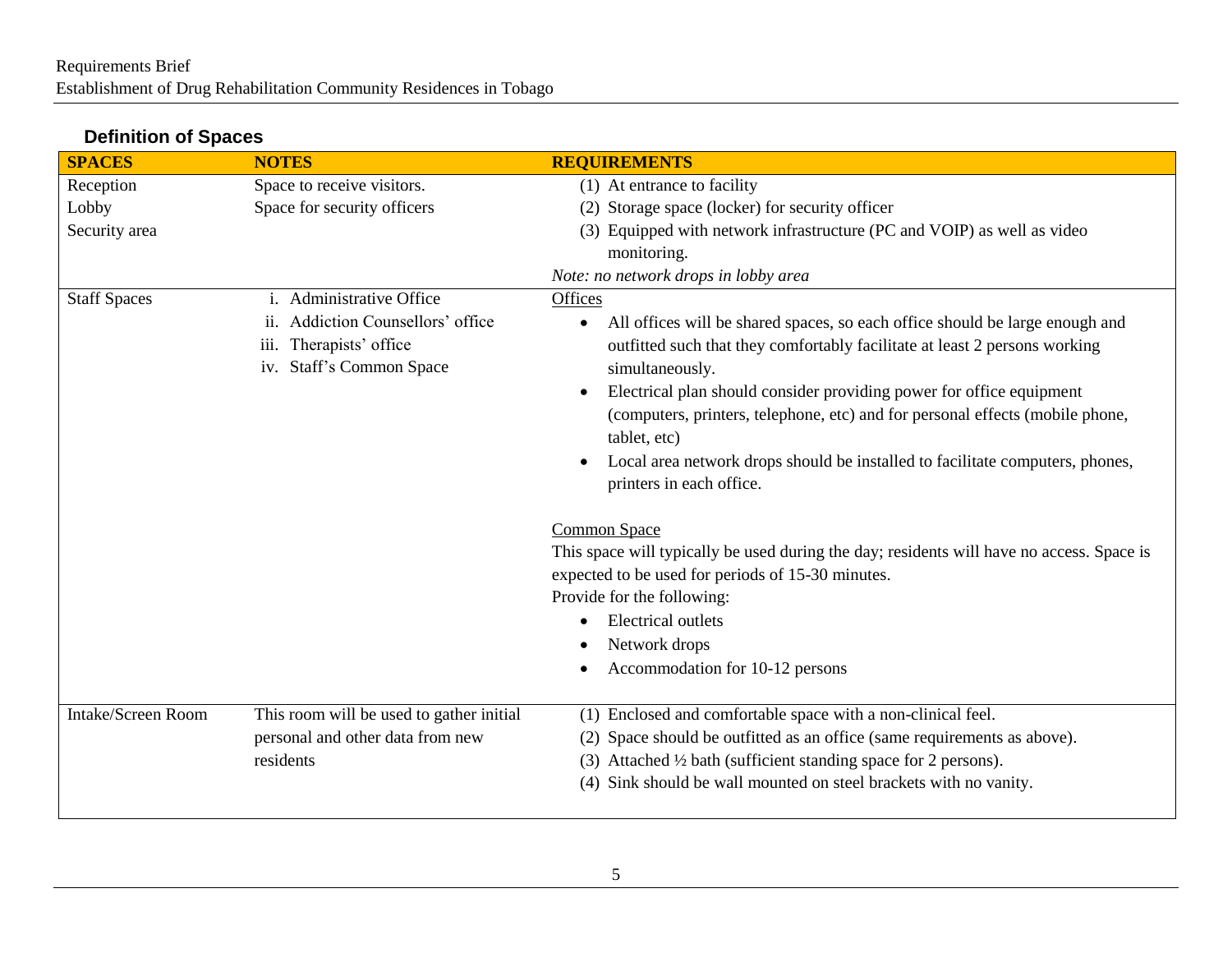## Definition of Spaces

| SPACES | NOTES | REQUIREMENTS |
|---|---|---|
| Reception<br>Lobby<br>Security area | Space to receive visitors.<br>Space for security officers | (1) At entrance to facility<br>(2) Storage space (locker) for security officer<br>(3) Equipped with network infrastructure (PC and VOIP) as well as video monitoring.<br>*Note: no network drops in lobby area* |
| Staff Spaces | i. Administrative Office<br>ii. Addiction Counsellors' office<br>iii. Therapists' office<br>iv. Staff's Common Space | <u>Offices</u><br>• All offices will be shared spaces, so each office should be large enough and outfitted such that they comfortably facilitate at least 2 persons working simultaneously.<br>• Electrical plan should consider providing power for office equipment (computers, printers, telephone, etc) and for personal effects (mobile phone, tablet, etc)<br>• Local area network drops should be installed to facilitate computers, phones, printers in each office.<br><br><u>Common Space</u><br>This space will typically be used during the day; residents will have no access. Space is expected to be used for periods of 15-30 minutes.<br>Provide for the following:<br>• Electrical outlets<br>• Network drops<br>• Accommodation for 10-12 persons |
| Intake/Screen Room | This room will be used to gather initial personal and other data from new residents | (1) Enclosed and comfortable space with a non-clinical feel.<br>(2) Space should be outfitted as an office (same requirements as above).<br>(3) Attached ½ bath (sufficient standing space for 2 persons).<br>(4) Sink should be wall mounted on steel brackets with no vanity. |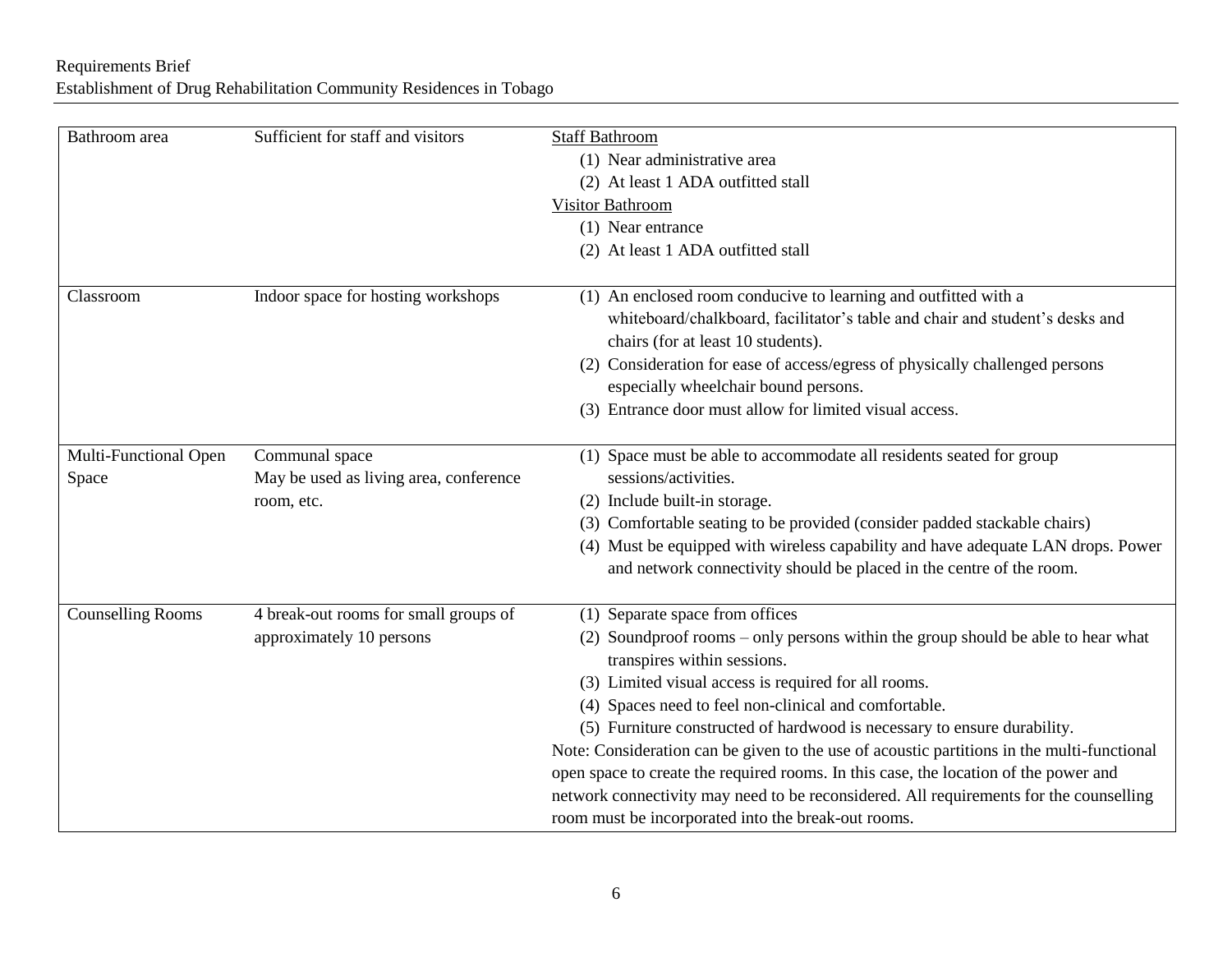| | | |
|---|---|---|
| Bathroom area | Sufficient for staff and visitors | <u>Staff Bathroom</u><br>(1) Near administrative area<br>(2) At least 1 ADA outfitted stall<br><u>Visitor Bathroom</u><br>(1) Near entrance<br>(2) At least 1 ADA outfitted stall |
| Classroom | Indoor space for hosting workshops | (1) An enclosed room conducive to learning and outfitted with a whiteboard/chalkboard, facilitator's table and chair and student's desks and chairs (for at least 10 students).<br>(2) Consideration for ease of access/egress of physically challenged persons especially wheelchair bound persons.<br>(3) Entrance door must allow for limited visual access. |
| Multi-Functional Open Space | Communal space<br>May be used as living area, conference room, etc. | (1) Space must be able to accommodate all residents seated for group sessions/activities.<br>(2) Include built-in storage.<br>(3) Comfortable seating to be provided (consider padded stackable chairs)<br>(4) Must be equipped with wireless capability and have adequate LAN drops. Power and network connectivity should be placed in the centre of the room. |
| Counselling Rooms | 4 break-out rooms for small groups of approximately 10 persons | (1) Separate space from offices<br>(2) Soundproof rooms – only persons within the group should be able to hear what transpires within sessions.<br>(3) Limited visual access is required for all rooms.<br>(4) Spaces need to feel non-clinical and comfortable.<br>(5) Furniture constructed of hardwood is necessary to ensure durability.<br>Note: Consideration can be given to the use of acoustic partitions in the multi-functional open space to create the required rooms. In this case, the location of the power and network connectivity may need to be reconsidered. All requirements for the counselling room must be incorporated into the break-out rooms. |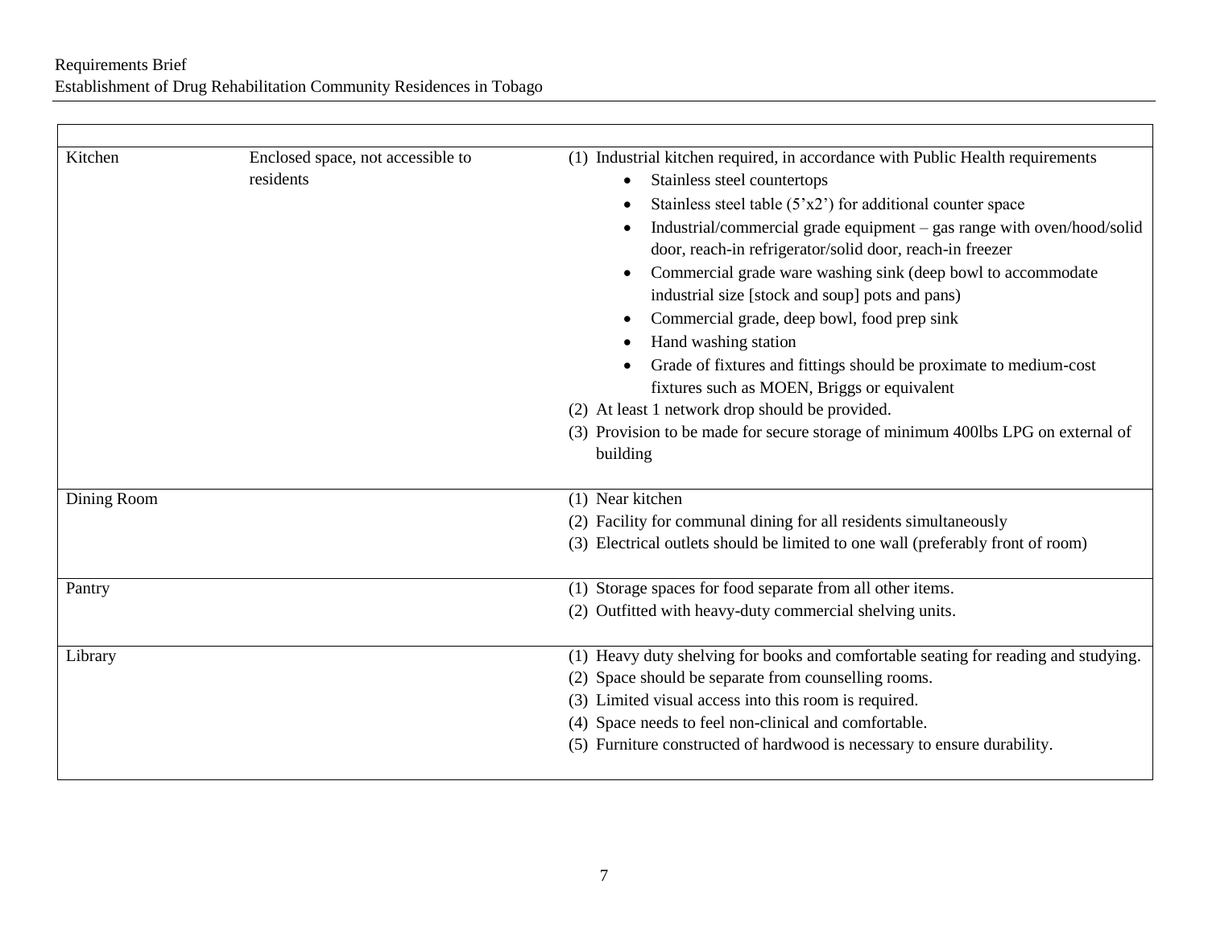| | | |
|---|---|---|
| Kitchen | Enclosed space, not accessible to residents | (1) Industrial kitchen required, in accordance with Public Health requirements<br>• Stainless steel countertops<br>• Stainless steel table (5'x2') for additional counter space<br>• Industrial/commercial grade equipment – gas range with oven/hood/solid door, reach-in refrigerator/solid door, reach-in freezer<br>• Commercial grade ware washing sink (deep bowl to accommodate industrial size [stock and soup] pots and pans)<br>• Commercial grade, deep bowl, food prep sink<br>• Hand washing station<br>• Grade of fixtures and fittings should be proximate to medium-cost fixtures such as MOEN, Briggs or equivalent<br>(2) At least 1 network drop should be provided.<br>(3) Provision to be made for secure storage of minimum 400lbs LPG on external of building |
| Dining Room | | (1) Near kitchen<br>(2) Facility for communal dining for all residents simultaneously<br>(3) Electrical outlets should be limited to one wall (preferably front of room) |
| Pantry | | (1) Storage spaces for food separate from all other items.<br>(2) Outfitted with heavy-duty commercial shelving units. |
| Library | | (1) Heavy duty shelving for books and comfortable seating for reading and studying.<br>(2) Space should be separate from counselling rooms.<br>(3) Limited visual access into this room is required.<br>(4) Space needs to feel non-clinical and comfortable.<br>(5) Furniture constructed of hardwood is necessary to ensure durability. |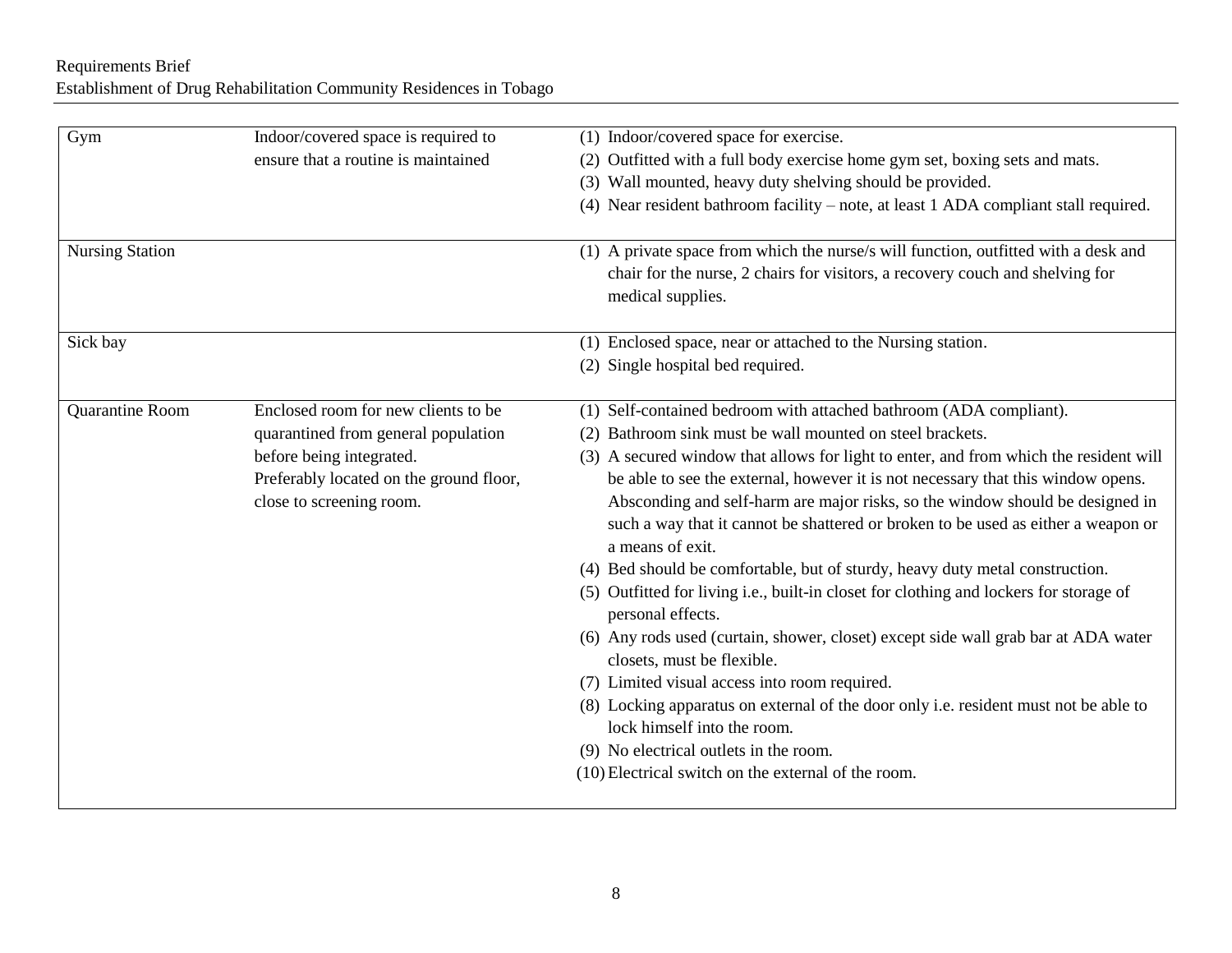| | | |
|---|---|---|
| Gym | Indoor/covered space is required to ensure that a routine is maintained | (1) Indoor/covered space for exercise.<br>(2) Outfitted with a full body exercise home gym set, boxing sets and mats.<br>(3) Wall mounted, heavy duty shelving should be provided.<br>(4) Near resident bathroom facility – note, at least 1 ADA compliant stall required. |
| Nursing Station | | (1) A private space from which the nurse/s will function, outfitted with a desk and chair for the nurse, 2 chairs for visitors, a recovery couch and shelving for medical supplies. |
| Sick bay | | (1) Enclosed space, near or attached to the Nursing station.<br>(2) Single hospital bed required. |
| Quarantine Room | Enclosed room for new clients to be quarantined from general population before being integrated.<br>Preferably located on the ground floor, close to screening room. | (1) Self-contained bedroom with attached bathroom (ADA compliant).<br>(2) Bathroom sink must be wall mounted on steel brackets.<br>(3) A secured window that allows for light to enter, and from which the resident will be able to see the external, however it is not necessary that this window opens. Absconding and self-harm are major risks, so the window should be designed in such a way that it cannot be shattered or broken to be used as either a weapon or a means of exit.<br>(4) Bed should be comfortable, but of sturdy, heavy duty metal construction.<br>(5) Outfitted for living i.e., built-in closet for clothing and lockers for storage of personal effects.<br>(6) Any rods used (curtain, shower, closet) except side wall grab bar at ADA water closets, must be flexible.<br>(7) Limited visual access into room required.<br>(8) Locking apparatus on external of the door only i.e. resident must not be able to lock himself into the room.<br>(9) No electrical outlets in the room.<br>(10) Electrical switch on the external of the room. |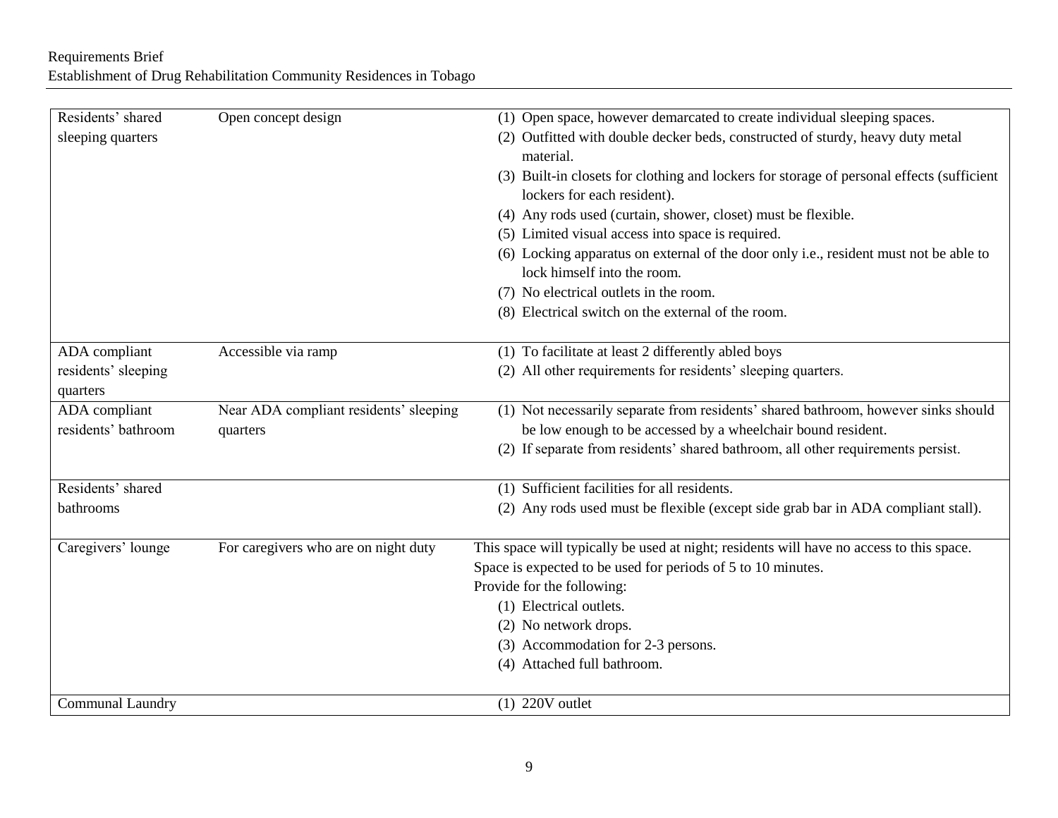| | | |
|---|---|---|
| Residents' shared sleeping quarters | Open concept design | (1) Open space, however demarcated to create individual sleeping spaces.<br>(2) Outfitted with double decker beds, constructed of sturdy, heavy duty metal material.<br>(3) Built-in closets for clothing and lockers for storage of personal effects (sufficient lockers for each resident).<br>(4) Any rods used (curtain, shower, closet) must be flexible.<br>(5) Limited visual access into space is required.<br>(6) Locking apparatus on external of the door only i.e., resident must not be able to lock himself into the room.<br>(7) No electrical outlets in the room.<br>(8) Electrical switch on the external of the room. |
| ADA compliant residents' sleeping quarters | Accessible via ramp | (1) To facilitate at least 2 differently abled boys<br>(2) All other requirements for residents' sleeping quarters. |
| ADA compliant residents' bathroom | Near ADA compliant residents' sleeping quarters | (1) Not necessarily separate from residents' shared bathroom, however sinks should be low enough to be accessed by a wheelchair bound resident.<br>(2) If separate from residents' shared bathroom, all other requirements persist. |
| Residents' shared bathrooms | | (1) Sufficient facilities for all residents.<br>(2) Any rods used must be flexible (except side grab bar in ADA compliant stall). |
| Caregivers' lounge | For caregivers who are on night duty | This space will typically be used at night; residents will have no access to this space.<br>Space is expected to be used for periods of 5 to 10 minutes.<br>Provide for the following:<br>(1) Electrical outlets.<br>(2) No network drops.<br>(3) Accommodation for 2-3 persons.<br>(4) Attached full bathroom. |
| Communal Laundry | | (1) 220V outlet |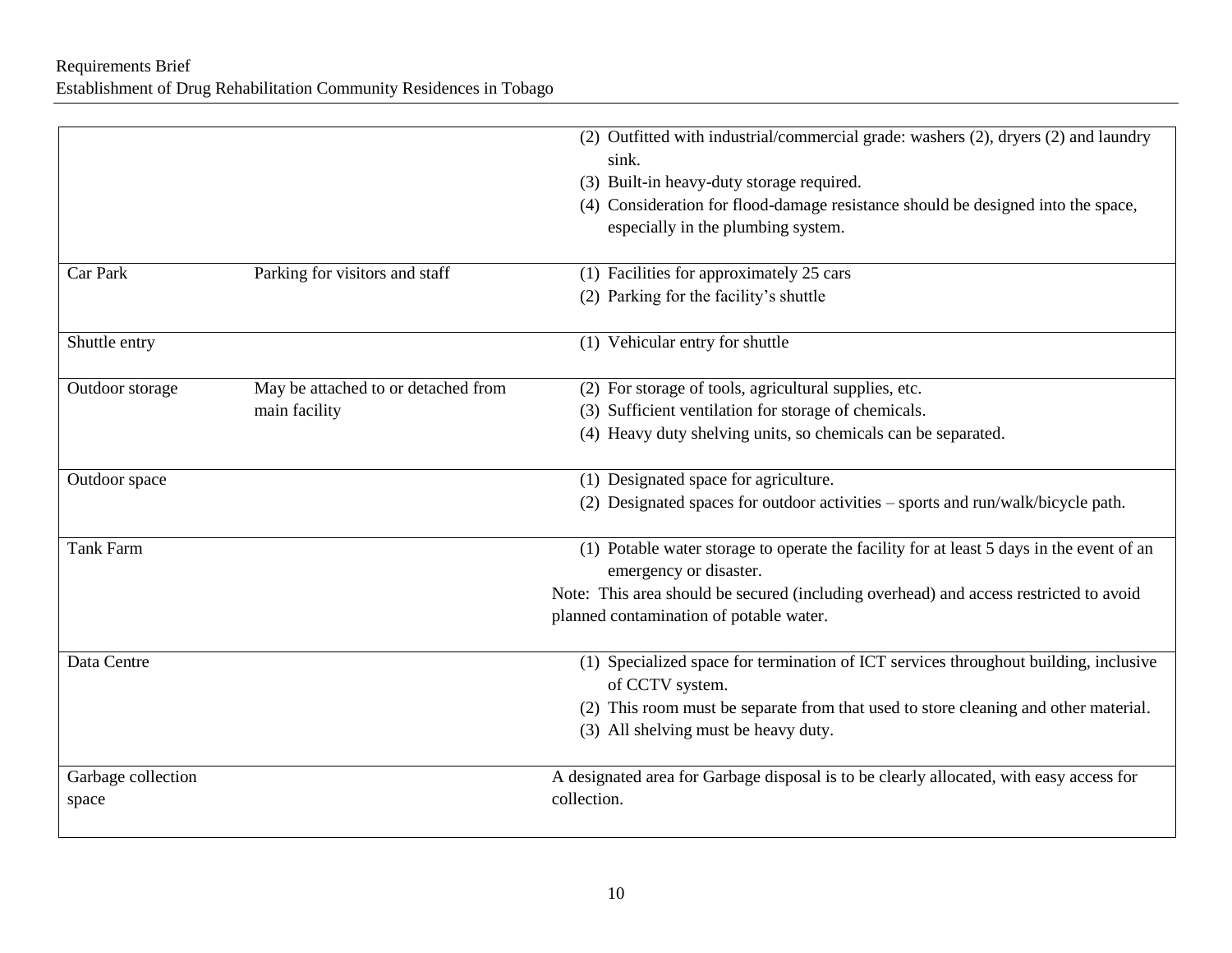| | | |
|---|---|---|
| | | (2) Outfitted with industrial/commercial grade: washers (2), dryers (2) and laundry sink.<br>(3) Built-in heavy-duty storage required.<br>(4) Consideration for flood-damage resistance should be designed into the space, especially in the plumbing system. |
| Car Park | Parking for visitors and staff | (1) Facilities for approximately 25 cars<br>(2) Parking for the facility's shuttle |
| Shuttle entry | | (1) Vehicular entry for shuttle |
| Outdoor storage | May be attached to or detached from main facility | (2) For storage of tools, agricultural supplies, etc.<br>(3) Sufficient ventilation for storage of chemicals.<br>(4) Heavy duty shelving units, so chemicals can be separated. |
| Outdoor space | | (1) Designated space for agriculture.<br>(2) Designated spaces for outdoor activities – sports and run/walk/bicycle path. |
| Tank Farm | | (1) Potable water storage to operate the facility for at least 5 days in the event of an emergency or disaster.<br>Note: This area should be secured (including overhead) and access restricted to avoid planned contamination of potable water. |
| Data Centre | | (1) Specialized space for termination of ICT services throughout building, inclusive of CCTV system.<br>(2) This room must be separate from that used to store cleaning and other material.<br>(3) All shelving must be heavy duty. |
| Garbage collection space | | A designated area for Garbage disposal is to be clearly allocated, with easy access for collection. |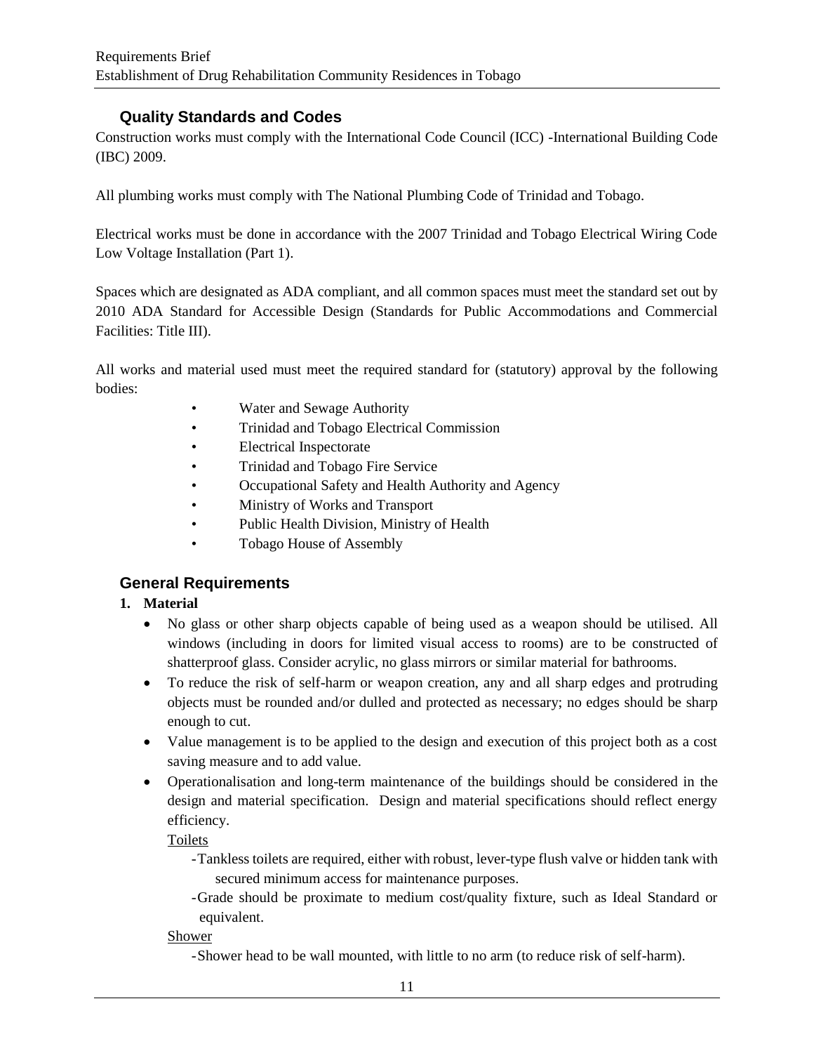## Quality Standards and Codes

Construction works must comply with the International Code Council (ICC) -International Building Code (IBC) 2009.

All plumbing works must comply with The National Plumbing Code of Trinidad and Tobago.

Electrical works must be done in accordance with the 2007 Trinidad and Tobago Electrical Wiring Code Low Voltage Installation (Part 1).

Spaces which are designated as ADA compliant, and all common spaces must meet the standard set out by 2010 ADA Standard for Accessible Design (Standards for Public Accommodations and Commercial Facilities: Title III).

All works and material used must meet the required standard for (statutory) approval by the following bodies:

- Water and Sewage Authority
- Trinidad and Tobago Electrical Commission
- Electrical Inspectorate
- Trinidad and Tobago Fire Service
- Occupational Safety and Health Authority and Agency
- Ministry of Works and Transport
- Public Health Division, Ministry of Health
- Tobago House of Assembly

## General Requirements

**1. Material**

- No glass or other sharp objects capable of being used as a weapon should be utilised. All windows (including in doors for limited visual access to rooms) are to be constructed of shatterproof glass. Consider acrylic, no glass mirrors or similar material for bathrooms.
- To reduce the risk of self-harm or weapon creation, any and all sharp edges and protruding objects must be rounded and/or dulled and protected as necessary; no edges should be sharp enough to cut.
- Value management is to be applied to the design and execution of this project both as a cost saving measure and to add value.
- Operationalisation and long-term maintenance of the buildings should be considered in the design and material specification. Design and material specifications should reflect energy efficiency.

  Toilets

  - Tankless toilets are required, either with robust, lever-type flush valve or hidden tank with secured minimum access for maintenance purposes.
  - Grade should be proximate to medium cost/quality fixture, such as Ideal Standard or equivalent.

  Shower

  - Shower head to be wall mounted, with little to no arm (to reduce risk of self-harm).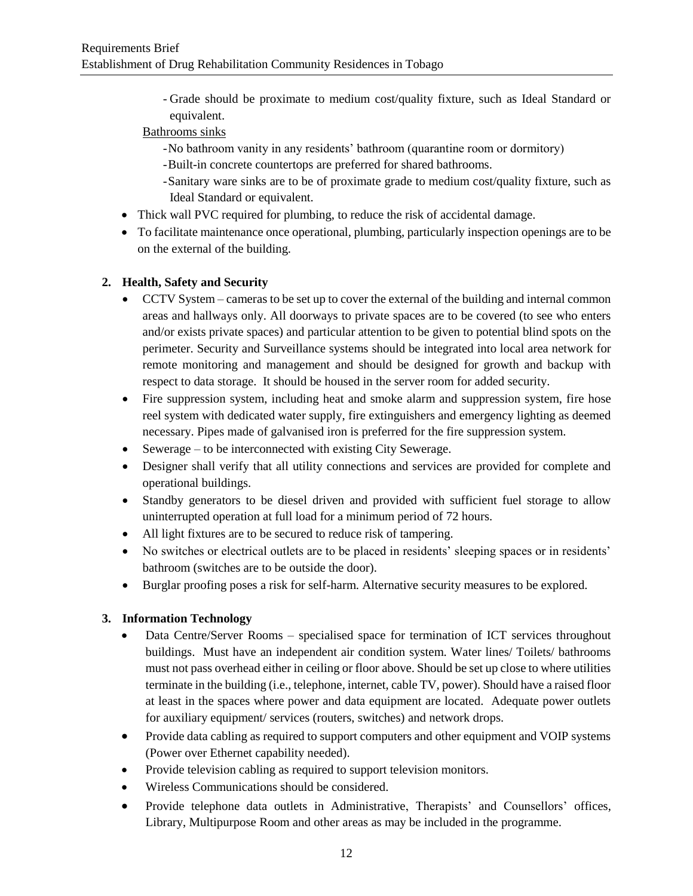- Grade should be proximate to medium cost/quality fixture, such as Ideal Standard or equivalent.

Bathrooms sinks

- No bathroom vanity in any residents' bathroom (quarantine room or dormitory)
- Built-in concrete countertops are preferred for shared bathrooms.
- Sanitary ware sinks are to be of proximate grade to medium cost/quality fixture, such as Ideal Standard or equivalent.

- Thick wall PVC required for plumbing, to reduce the risk of accidental damage.
- To facilitate maintenance once operational, plumbing, particularly inspection openings are to be on the external of the building.

**2. Health, Safety and Security**

- CCTV System – cameras to be set up to cover the external of the building and internal common areas and hallways only. All doorways to private spaces are to be covered (to see who enters and/or exists private spaces) and particular attention to be given to potential blind spots on the perimeter. Security and Surveillance systems should be integrated into local area network for remote monitoring and management and should be designed for growth and backup with respect to data storage. It should be housed in the server room for added security.
- Fire suppression system, including heat and smoke alarm and suppression system, fire hose reel system with dedicated water supply, fire extinguishers and emergency lighting as deemed necessary. Pipes made of galvanised iron is preferred for the fire suppression system.
- Sewerage – to be interconnected with existing City Sewerage.
- Designer shall verify that all utility connections and services are provided for complete and operational buildings.
- Standby generators to be diesel driven and provided with sufficient fuel storage to allow uninterrupted operation at full load for a minimum period of 72 hours.
- All light fixtures are to be secured to reduce risk of tampering.
- No switches or electrical outlets are to be placed in residents' sleeping spaces or in residents' bathroom (switches are to be outside the door).
- Burglar proofing poses a risk for self-harm. Alternative security measures to be explored.

**3. Information Technology**

- Data Centre/Server Rooms – specialised space for termination of ICT services throughout buildings. Must have an independent air condition system. Water lines/ Toilets/ bathrooms must not pass overhead either in ceiling or floor above. Should be set up close to where utilities terminate in the building (i.e., telephone, internet, cable TV, power). Should have a raised floor at least in the spaces where power and data equipment are located. Adequate power outlets for auxiliary equipment/ services (routers, switches) and network drops.
- Provide data cabling as required to support computers and other equipment and VOIP systems (Power over Ethernet capability needed).
- Provide television cabling as required to support television monitors.
- Wireless Communications should be considered.
- Provide telephone data outlets in Administrative, Therapists' and Counsellors' offices, Library, Multipurpose Room and other areas as may be included in the programme.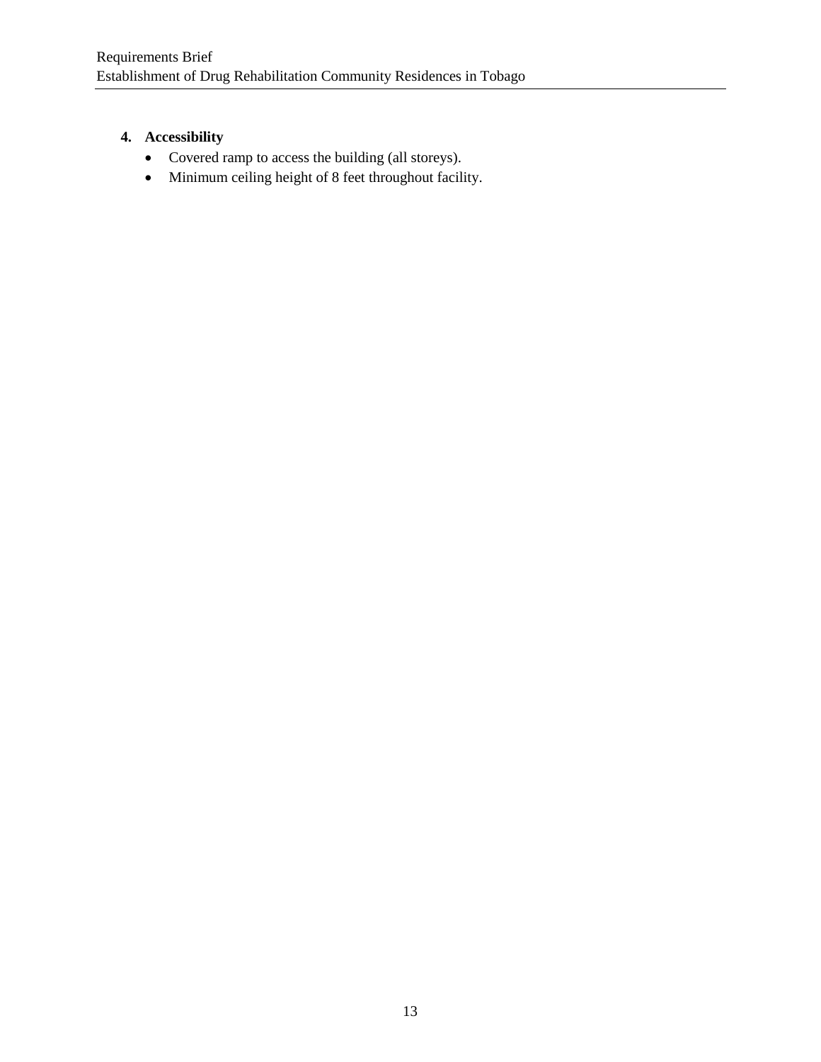**4. Accessibility**

- Covered ramp to access the building (all storeys).
- Minimum ceiling height of 8 feet throughout facility.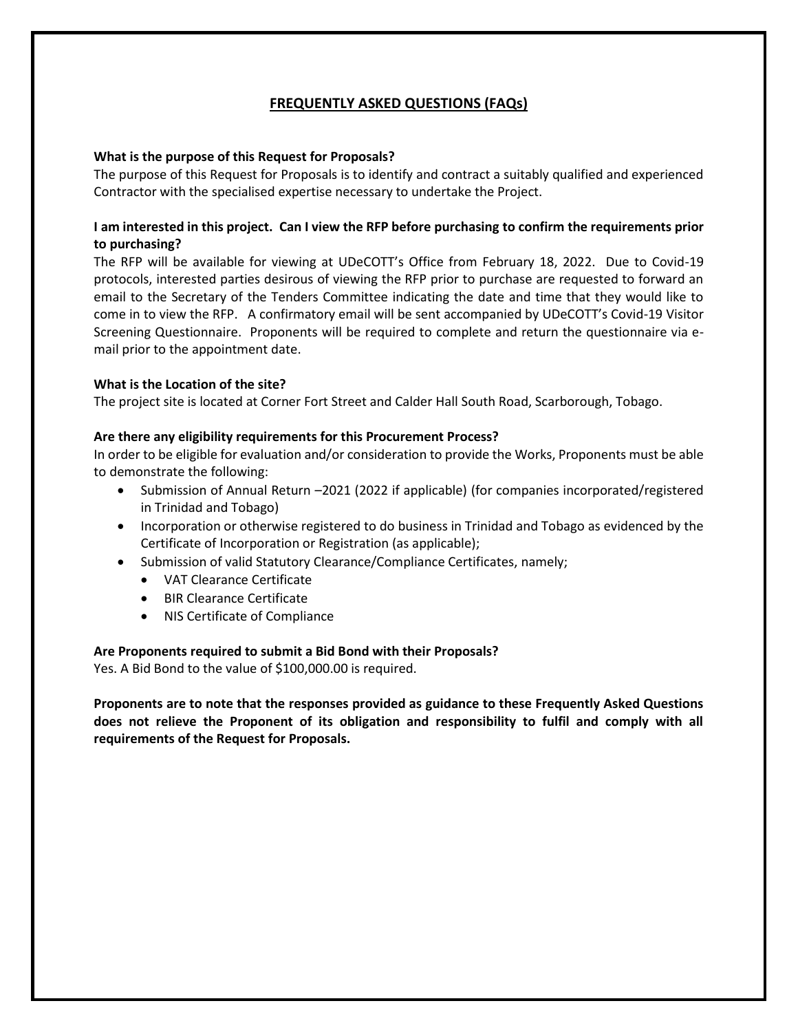## FREQUENTLY ASKED QUESTIONS (FAQs)

**What is the purpose of this Request for Proposals?**

The purpose of this Request for Proposals is to identify and contract a suitably qualified and experienced Contractor with the specialised expertise necessary to undertake the Project.

**I am interested in this project. Can I view the RFP before purchasing to confirm the requirements prior to purchasing?**

The RFP will be available for viewing at UDeCOTT's Office from February 18, 2022. Due to Covid-19 protocols, interested parties desirous of viewing the RFP prior to purchase are requested to forward an email to the Secretary of the Tenders Committee indicating the date and time that they would like to come in to view the RFP. A confirmatory email will be sent accompanied by UDeCOTT's Covid-19 Visitor Screening Questionnaire. Proponents will be required to complete and return the questionnaire via e-mail prior to the appointment date.

**What is the Location of the site?**

The project site is located at Corner Fort Street and Calder Hall South Road, Scarborough, Tobago.

**Are there any eligibility requirements for this Procurement Process?**

In order to be eligible for evaluation and/or consideration to provide the Works, Proponents must be able to demonstrate the following:

- Submission of Annual Return –2021 (2022 if applicable) (for companies incorporated/registered in Trinidad and Tobago)
- Incorporation or otherwise registered to do business in Trinidad and Tobago as evidenced by the Certificate of Incorporation or Registration (as applicable);
- Submission of valid Statutory Clearance/Compliance Certificates, namely;
  - VAT Clearance Certificate
  - BIR Clearance Certificate
  - NIS Certificate of Compliance

**Are Proponents required to submit a Bid Bond with their Proposals?**

Yes. A Bid Bond to the value of $100,000.00 is required.

**Proponents are to note that the responses provided as guidance to these Frequently Asked Questions does not relieve the Proponent of its obligation and responsibility to fulfil and comply with all requirements of the Request for Proposals.**